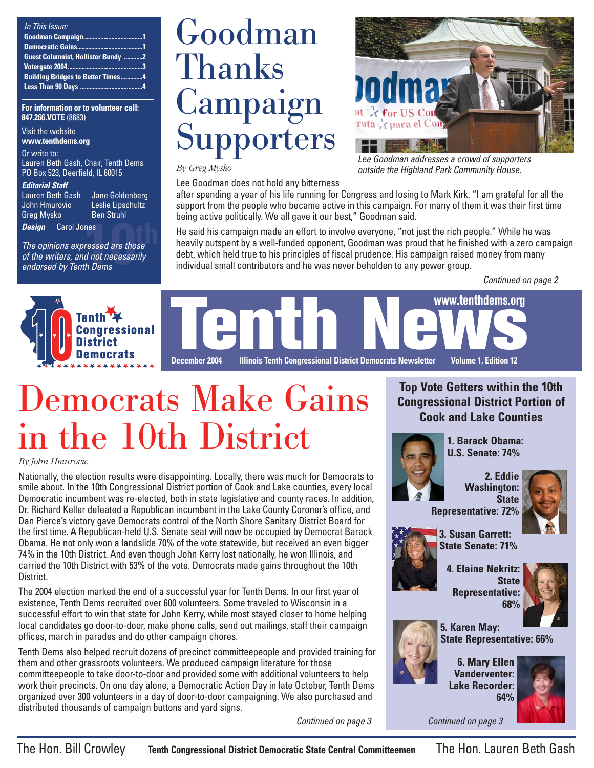*In This Issue:*

**Goodman Campaign** ..... 1
**Democratic Gains** ..... 1
**Guest Columnist, Hollister Bundy** ..... 2
**Votergate 2004** ..... 3
**Building Bridges to Better Times** ..... 4
**Less Than 90 Days** ..... 4

**For information or to volunteer call:**
**847.266.VOTE** (8683)

Visit the website
**www.tenthdems.org**

Or write to:
Lauren Beth Gash, Chair, Tenth Dems
PO Box 523, Deerfield, IL 60015

***Editorial Staff***

Lauren Beth Gash, Jane Goldenberg, John Hmurovic, Leslie Lipschultz, Greg Mysko, Ben Struhl

***Design*** Carol Jones

*The opinions expressed are those of the writers, and not necessarily endorsed by Tenth Dems*

# Goodman Thanks Campaign Supporters

*By Greg Mysko*

*Lee Goodman addresses a crowd of supporters outside the Highland Park Community House.*

Lee Goodman does not hold any bitterness after spending a year of his life running for Congress and losing to Mark Kirk. "I am grateful for all the support from the people who became active in this campaign. For many of them it was their first time being active politically. We all gave it our best," Goodman said.

He said his campaign made an effort to involve everyone, "not just the rich people." While he was heavily outspent by a well-funded opponent, Goodman was proud that he finished with a zero campaign debt, which held true to his principles of fiscal prudence. His campaign raised money from many individual small contributors and he was never beholden to any power group.

*Continued on page 2*

**Tenth Congressional District Democrats**

# Tenth News

**www.tenthdems.org**

**December 2004** **Illinois Tenth Congressional District Democrats Newsletter** **Volume 1, Edition 12**

# Democrats Make Gains in the 10th District

*By John Hmurovic*

Nationally, the election results were disappointing. Locally, there was much for Democrats to smile about. In the 10th Congressional District portion of Cook and Lake counties, every local Democratic incumbent was re-elected, both in state legislative and county races. In addition, Dr. Richard Keller defeated a Republican incumbent in the Lake County Coroner's office, and Dan Pierce's victory gave Democrats control of the North Shore Sanitary District Board for the first time. A Republican-held U.S. Senate seat will now be occupied by Democrat Barack Obama. He not only won a landslide 70% of the vote statewide, but received an even bigger 74% in the 10th District. And even though John Kerry lost nationally, he won Illinois, and carried the 10th District with 53% of the vote. Democrats made gains throughout the 10th District.

The 2004 election marked the end of a successful year for Tenth Dems. In our first year of existence, Tenth Dems recruited over 600 volunteers. Some traveled to Wisconsin in a successful effort to win that state for John Kerry, while most stayed closer to home helping local candidates go door-to-door, make phone calls, send out mailings, staff their campaign offices, march in parades and do other campaign chores.

Tenth Dems also helped recruit dozens of precinct committeepeople and provided training for them and other grassroots volunteers. We produced campaign literature for those committeepeople to take door-to-door and provided some with additional volunteers to help work their precincts. On one day alone, a Democratic Action Day in late October, Tenth Dems organized over 300 volunteers in a day of door-to-door campaigning. We also purchased and distributed thousands of campaign buttons and yard signs.

*Continued on page 3*

## Top Vote Getters within the 10th Congressional District Portion of Cook and Lake Counties

1. **Barack Obama: U.S. Senate: 74%**
2. **Eddie Washington: State Representative: 72%**
3. **Susan Garrett: State Senate: 71%**
4. **Elaine Nekritz: State Representative: 68%**
5. **Karen May: State Representative: 66%**
6. **Mary Ellen Vanderventer: Lake Recorder: 64%**

*Continued on page 3*

The Hon. Bill Crowley **Tenth Congressional District Democratic State Central Committeemen** The Hon. Lauren Beth Gash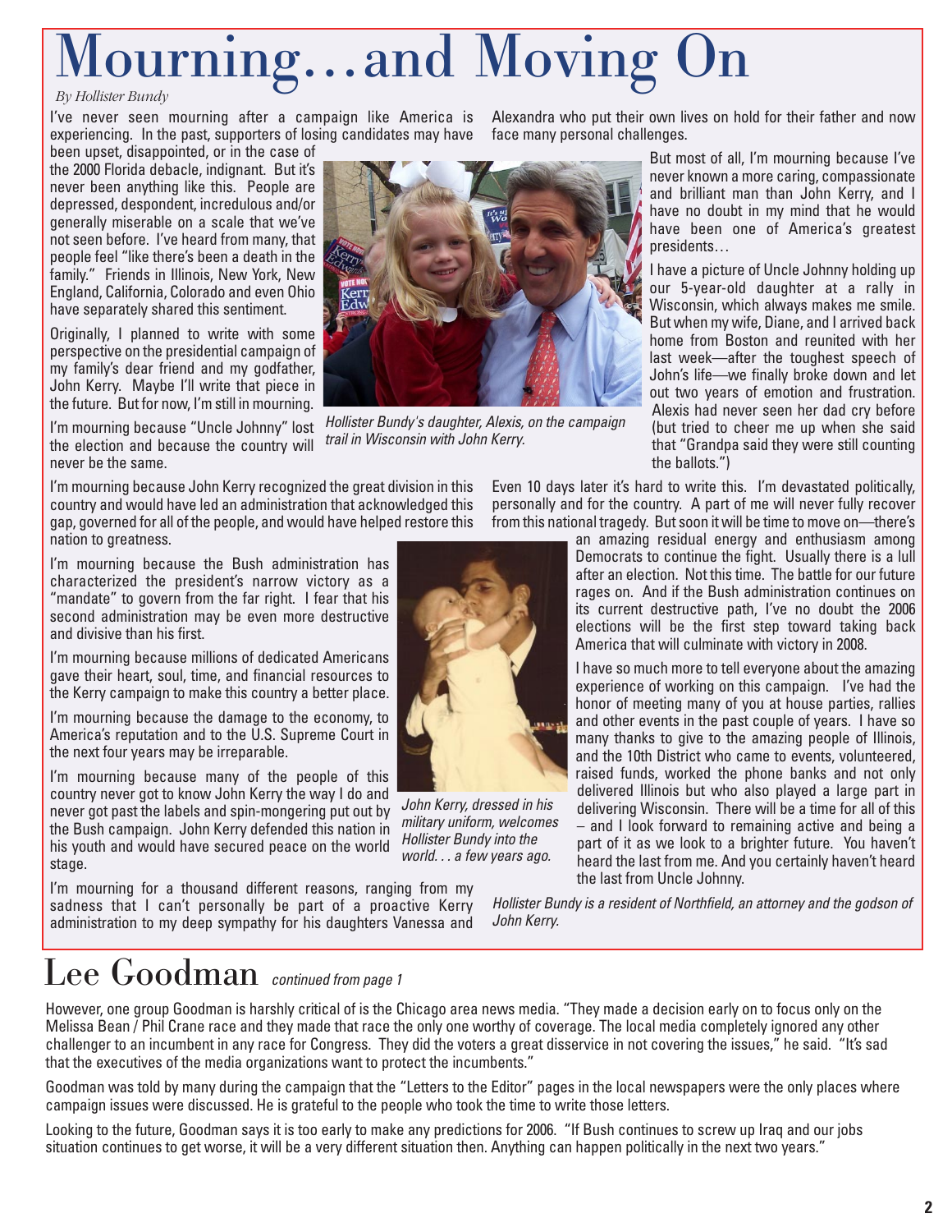# Mourning…and Moving On

*By Hollister Bundy*

I've never seen mourning after a campaign like America is experiencing. In the past, supporters of losing candidates may have been upset, disappointed, or in the case of the 2000 Florida debacle, indignant. But it's never been anything like this. People are depressed, despondent, incredulous and/or generally miserable on a scale that we've not seen before. I've heard from many, that people feel "like there's been a death in the family." Friends in Illinois, New York, New England, California, Colorado and even Ohio have separately shared this sentiment.

Originally, I planned to write with some perspective on the presidential campaign of my family's dear friend and my godfather, John Kerry. Maybe I'll write that piece in the future. But for now, I'm still in mourning.

*Hollister Bundy's daughter, Alexis, on the campaign trail in Wisconsin with John Kerry.*

I'm mourning because "Uncle Johnny" lost the election and because the country will never be the same.

I'm mourning because John Kerry recognized the great division in this country and would have led an administration that acknowledged this gap, governed for all of the people, and would have helped restore this nation to greatness.

I'm mourning because the Bush administration has characterized the president's narrow victory as a "mandate" to govern from the far right. I fear that his second administration may be even more destructive and divisive than his first.

I'm mourning because millions of dedicated Americans gave their heart, soul, time, and financial resources to the Kerry campaign to make this country a better place.

I'm mourning because the damage to the economy, to America's reputation and to the U.S. Supreme Court in the next four years may be irreparable.

I'm mourning because many of the people of this country never got to know John Kerry the way I do and never got past the labels and spin-mongering put out by the Bush campaign. John Kerry defended this nation in his youth and would have secured peace on the world stage.

*John Kerry, dressed in his military uniform, welcomes Hollister Bundy into the world. . . a few years ago.*

I'm mourning for a thousand different reasons, ranging from my sadness that I can't personally be part of a proactive Kerry administration to my deep sympathy for his daughters Vanessa and Alexandra who put their own lives on hold for their father and now face many personal challenges.

But most of all, I'm mourning because I've never known a more caring, compassionate and brilliant man than John Kerry, and I have no doubt in my mind that he would have been one of America's greatest presidents…

I have a picture of Uncle Johnny holding up our 5-year-old daughter at a rally in Wisconsin, which always makes me smile. But when my wife, Diane, and I arrived back home from Boston and reunited with her last week—after the toughest speech of John's life—we finally broke down and let out two years of emotion and frustration. Alexis had never seen her dad cry before (but tried to cheer me up when she said that "Grandpa said they were still counting the ballots.")

Even 10 days later it's hard to write this. I'm devastated politically, personally and for the country. A part of me will never fully recover from this national tragedy. But soon it will be time to move on—there's an amazing residual energy and enthusiasm among Democrats to continue the fight. Usually there is a lull after an election. Not this time. The battle for our future rages on. And if the Bush administration continues on its current destructive path, I've no doubt the 2006 elections will be the first step toward taking back America that will culminate with victory in 2008.

I have so much more to tell everyone about the amazing experience of working on this campaign. I've had the honor of meeting many of you at house parties, rallies and other events in the past couple of years. I have so many thanks to give to the amazing people of Illinois, and the 10th District who came to events, volunteered, raised funds, worked the phone banks and not only delivered Illinois but who also played a large part in delivering Wisconsin. There will be a time for all of this – and I look forward to remaining active and being a part of it as we look to a brighter future. You haven't heard the last from me. And you certainly haven't heard the last from Uncle Johnny.

*Hollister Bundy is a resident of Northfield, an attorney and the godson of John Kerry.*

# Lee Goodman *continued from page 1*

However, one group Goodman is harshly critical of is the Chicago area news media. "They made a decision early on to focus only on the Melissa Bean / Phil Crane race and they made that race the only one worthy of coverage. The local media completely ignored any other challenger to an incumbent in any race for Congress. They did the voters a great disservice in not covering the issues," he said. "It's sad that the executives of the media organizations want to protect the incumbents."

Goodman was told by many during the campaign that the "Letters to the Editor" pages in the local newspapers were the only places where campaign issues were discussed. He is grateful to the people who took the time to write those letters.

Looking to the future, Goodman says it is too early to make any predictions for 2006. "If Bush continues to screw up Iraq and our jobs situation continues to get worse, it will be a very different situation then. Anything can happen politically in the next two years."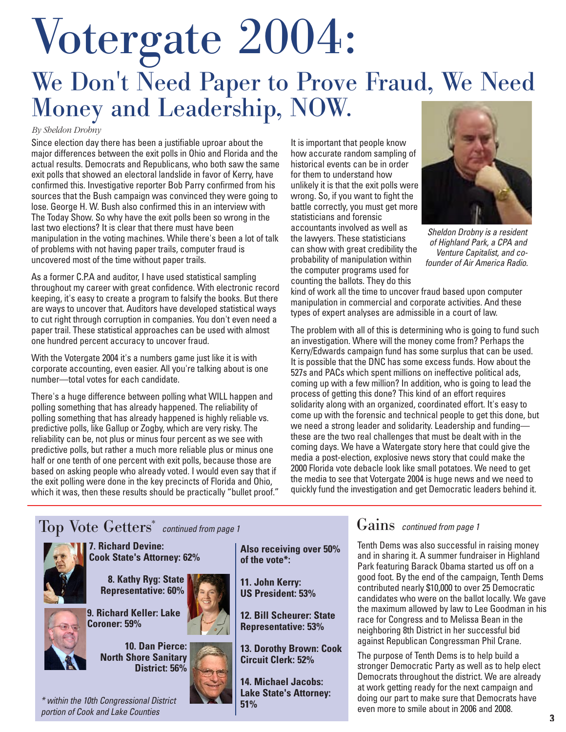# Votergate 2004:

## We Don't Need Paper to Prove Fraud, We Need Money and Leadership, NOW.

*By Sheldon Drobny*

Since election day there has been a justifiable uproar about the major differences between the exit polls in Ohio and Florida and the actual results. Democrats and Republicans, who both saw the same exit polls that showed an electoral landslide in favor of Kerry, have confirmed this. Investigative reporter Bob Parry confirmed from his sources that the Bush campaign was convinced they were going to lose. George H. W. Bush also confirmed this in an interview with The Today Show. So why have the exit polls been so wrong in the last two elections? It is clear that there must have been manipulation in the voting machines. While there's been a lot of talk of problems with not having paper trails, computer fraud is uncovered most of the time without paper trails.

As a former C.P.A and auditor, I have used statistical sampling throughout my career with great confidence. With electronic record keeping, it's easy to create a program to falsify the books. But there are ways to uncover that. Auditors have developed statistical ways to cut right through corruption in companies. You don't even need a paper trail. These statistical approaches can be used with almost one hundred percent accuracy to uncover fraud.

With the Votergate 2004 it's a numbers game just like it is with corporate accounting, even easier. All you're talking about is one number—total votes for each candidate.

There's a huge difference between polling what WILL happen and polling something that has already happened. The reliability of polling something that has already happened is highly reliable vs. predictive polls, like Gallup or Zogby, which are very risky. The reliability can be, not plus or minus four percent as we see with predictive polls, but rather a much more reliable plus or minus one half or one tenth of one percent with exit polls, because those are based on asking people who already voted. I would even say that if the exit polling were done in the key precincts of Florida and Ohio, which it was, then these results should be practically "bullet proof."

It is important that people know how accurate random sampling of historical events can be in order for them to understand how unlikely it is that the exit polls were wrong. So, if you want to fight the battle correctly, you must get more statisticians and forensic accountants involved as well as the lawyers. These statisticians can show with great credibility the probability of manipulation within the computer programs used for counting the ballots. They do this kind of work all the time to uncover fraud based upon computer manipulation in commercial and corporate activities. And these types of expert analyses are admissible in a court of law.

*Sheldon Drobny is a resident of Highland Park, a CPA and Venture Capitalist, and co-founder of Air America Radio.*

The problem with all of this is determining who is going to fund such an investigation. Where will the money come from? Perhaps the Kerry/Edwards campaign fund has some surplus that can be used. It is possible that the DNC has some excess funds. How about the 527s and PACs which spent millions on ineffective political ads, coming up with a few million? In addition, who is going to lead the process of getting this done? This kind of an effort requires solidarity along with an organized, coordinated effort. It's easy to come up with the forensic and technical people to get this done, but we need a strong leader and solidarity. Leadership and funding—these are the two real challenges that must be dealt with in the coming days. We have a Watergate story here that could give the media a post-election, explosive news story that could make the 2000 Florida vote debacle look like small potatoes. We need to get the media to see that Votergate 2004 is huge news and we need to quickly fund the investigation and get Democratic leaders behind it.

---

## Top Vote Getters* *continued from page 1*

**7. Richard Devine: Cook State's Attorney: 62%**

**8. Kathy Ryg: State Representative: 60%**

**9. Richard Keller: Lake Coroner: 59%**

**10. Dan Pierce: North Shore Sanitary District: 56%**

**Also receiving over 50% of the vote*:**

**11. John Kerry: US President: 53%**

**12. Bill Scheurer: State Representative: 53%**

**13. Dorothy Brown: Cook Circuit Clerk: 52%**

**14. Michael Jacobs: Lake State's Attorney: 51%**

*\* within the 10th Congressional District portion of Cook and Lake Counties*

---

## Gains *continued from page 1*

Tenth Dems was also successful in raising money and in sharing it. A summer fundraiser in Highland Park featuring Barack Obama started us off on a good foot. By the end of the campaign, Tenth Dems contributed nearly $10,000 to over 25 Democratic candidates who were on the ballot locally. We gave the maximum allowed by law to Lee Goodman in his race for Congress and to Melissa Bean in the neighboring 8th District in her successful bid against Republican Congressman Phil Crane.

The purpose of Tenth Dems is to help build a stronger Democratic Party as well as to help elect Democrats throughout the district. We are already at work getting ready for the next campaign and doing our part to make sure that Democrats have even more to smile about in 2006 and 2008.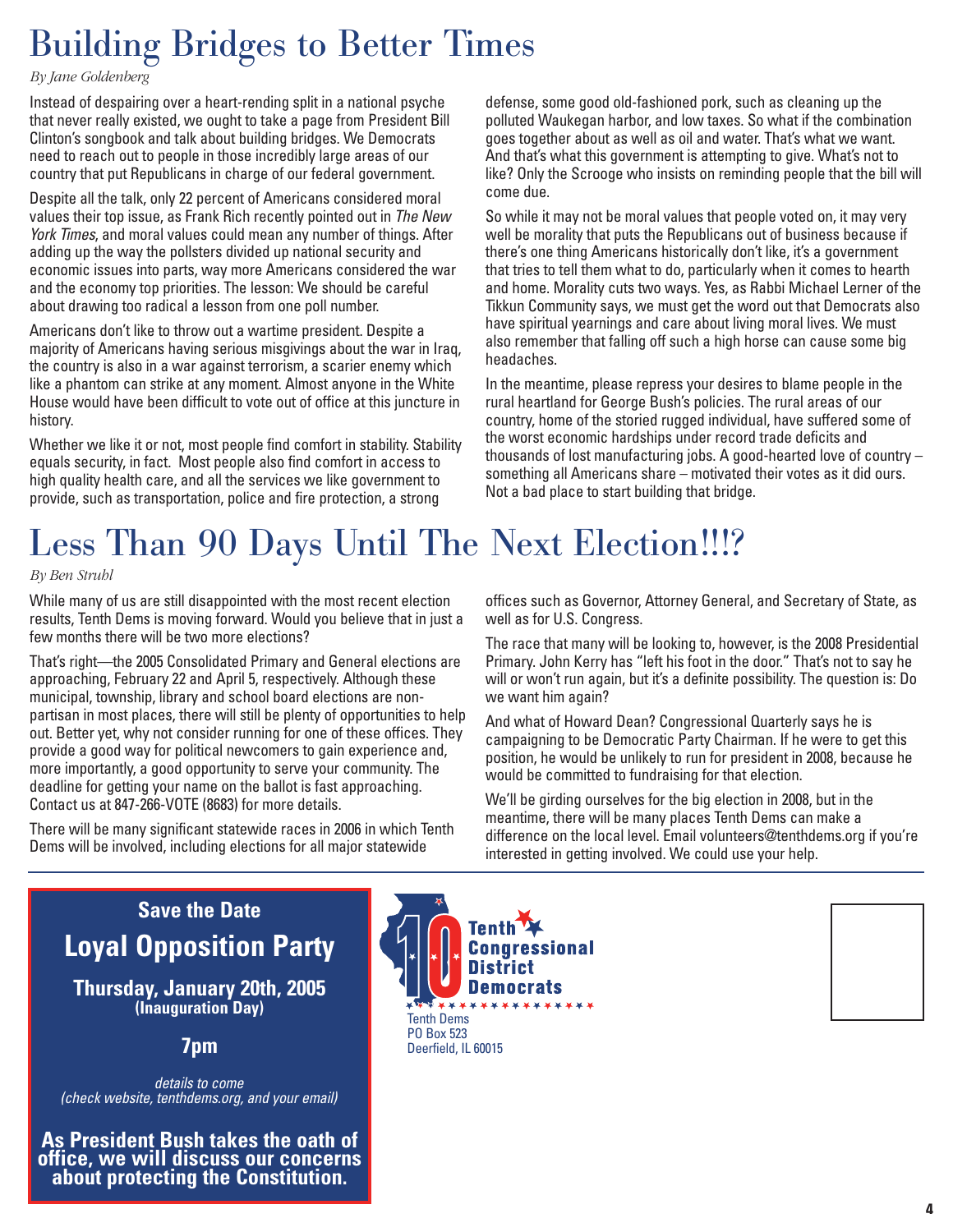# Building Bridges to Better Times

*By Jane Goldenberg*

Instead of despairing over a heart-rending split in a national psyche that never really existed, we ought to take a page from President Bill Clinton's songbook and talk about building bridges. We Democrats need to reach out to people in those incredibly large areas of our country that put Republicans in charge of our federal government.

Despite all the talk, only 22 percent of Americans considered moral values their top issue, as Frank Rich recently pointed out in *The New York Times*, and moral values could mean any number of things. After adding up the way the pollsters divided up national security and economic issues into parts, way more Americans considered the war and the economy top priorities. The lesson: We should be careful about drawing too radical a lesson from one poll number.

Americans don't like to throw out a wartime president. Despite a majority of Americans having serious misgivings about the war in Iraq, the country is also in a war against terrorism, a scarier enemy which like a phantom can strike at any moment. Almost anyone in the White House would have been difficult to vote out of office at this juncture in history.

Whether we like it or not, most people find comfort in stability. Stability equals security, in fact. Most people also find comfort in access to high quality health care, and all the services we like government to provide, such as transportation, police and fire protection, a strong defense, some good old-fashioned pork, such as cleaning up the polluted Waukegan harbor, and low taxes. So what if the combination goes together about as well as oil and water. That's what we want. And that's what this government is attempting to give. What's not to like? Only the Scrooge who insists on reminding people that the bill will come due.

So while it may not be moral values that people voted on, it may very well be morality that puts the Republicans out of business because if there's one thing Americans historically don't like, it's a government that tries to tell them what to do, particularly when it comes to hearth and home. Morality cuts two ways. Yes, as Rabbi Michael Lerner of the Tikkun Community says, we must get the word out that Democrats also have spiritual yearnings and care about living moral lives. We must also remember that falling off such a high horse can cause some big headaches.

In the meantime, please repress your desires to blame people in the rural heartland for George Bush's policies. The rural areas of our country, home of the storied rugged individual, have suffered some of the worst economic hardships under record trade deficits and thousands of lost manufacturing jobs. A good-hearted love of country – something all Americans share – motivated their votes as it did ours. Not a bad place to start building that bridge.

# Less Than 90 Days Until The Next Election!!!?

*By Ben Struhl*

While many of us are still disappointed with the most recent election results, Tenth Dems is moving forward. Would you believe that in just a few months there will be two more elections?

That's right—the 2005 Consolidated Primary and General elections are approaching, February 22 and April 5, respectively. Although these municipal, township, library and school board elections are non-partisan in most places, there will still be plenty of opportunities to help out. Better yet, why not consider running for one of these offices. They provide a good way for political newcomers to gain experience and, more importantly, a good opportunity to serve your community. The deadline for getting your name on the ballot is fast approaching. Contact us at 847-266-VOTE (8683) for more details.

There will be many significant statewide races in 2006 in which Tenth Dems will be involved, including elections for all major statewide offices such as Governor, Attorney General, and Secretary of State, as well as for U.S. Congress.

The race that many will be looking to, however, is the 2008 Presidential Primary. John Kerry has "left his foot in the door." That's not to say he will or won't run again, but it's a definite possibility. The question is: Do we want him again?

And what of Howard Dean? Congressional Quarterly says he is campaigning to be Democratic Party Chairman. If he were to get this position, he would be unlikely to run for president in 2008, because he would be committed to fundraising for that election.

We'll be girding ourselves for the big election in 2008, but in the meantime, there will be many places Tenth Dems can make a difference on the local level. Email volunteers@tenthdems.org if you're interested in getting involved. We could use your help.

---

**Save the Date**

## Loyal Opposition Party

**Thursday, January 20th, 2005**
**(Inauguration Day)**

**7pm**

*details to come*
*(check website, tenthdems.org, and your email)*

**As President Bush takes the oath of office, we will discuss our concerns about protecting the Constitution.**

---

Tenth Congressional District Democrats

Tenth Dems
PO Box 523
Deerfield, IL 60015